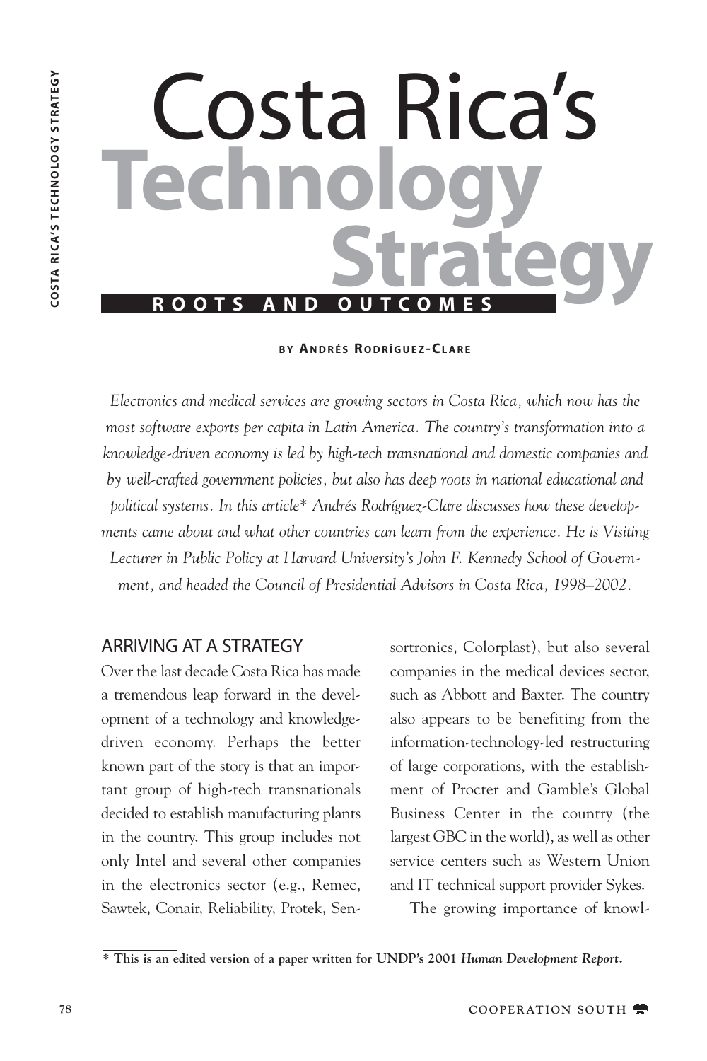# Costa Rica's Technology Strategy

## ROOTS AND OUTCOMES

**BY ANDRÉS RODRÍGUEZ-CLARE**

*Electronics and medical services are growing sectors in Costa Rica, which now has the most software exports per capita in Latin America. The country's transformation into a knowledge-driven economy is led by high-tech transnational and domestic companies and by well-crafted government policies, but also has deep roots in national educational and political systems. In this article\* Andrés Rodríguez-Clare discusses how these developments came about and what other countries can learn from the experience. He is Visiting Lecturer in Public Policy at Harvard University's John F. Kennedy School of Government, and headed the Council of Presidential Advisors in Costa Rica, 1998–2002.*

### ARRIVING AT A STRATEGY

Over the last decade Costa Rica has made a tremendous leap forward in the development of a technology and knowledge-driven economy. Perhaps the better known part of the story is that an important group of high-tech transnationals decided to establish manufacturing plants in the country. This group includes not only Intel and several other companies in the electronics sector (e.g., Remec, Sawtek, Conair, Reliability, Protek, Sensortronics, Colorplast), but also several companies in the medical devices sector, such as Abbott and Baxter. The country also appears to be benefiting from the information-technology-led restructuring of large corporations, with the establishment of Procter and Gamble's Global Business Center in the country (the largest GBC in the world), as well as other service centers such as Western Union and IT technical support provider Sykes.

The growing importance of knowl-

---

**\* This is an edited version of a paper written for UNDP's 2001 *Human Development Report*.**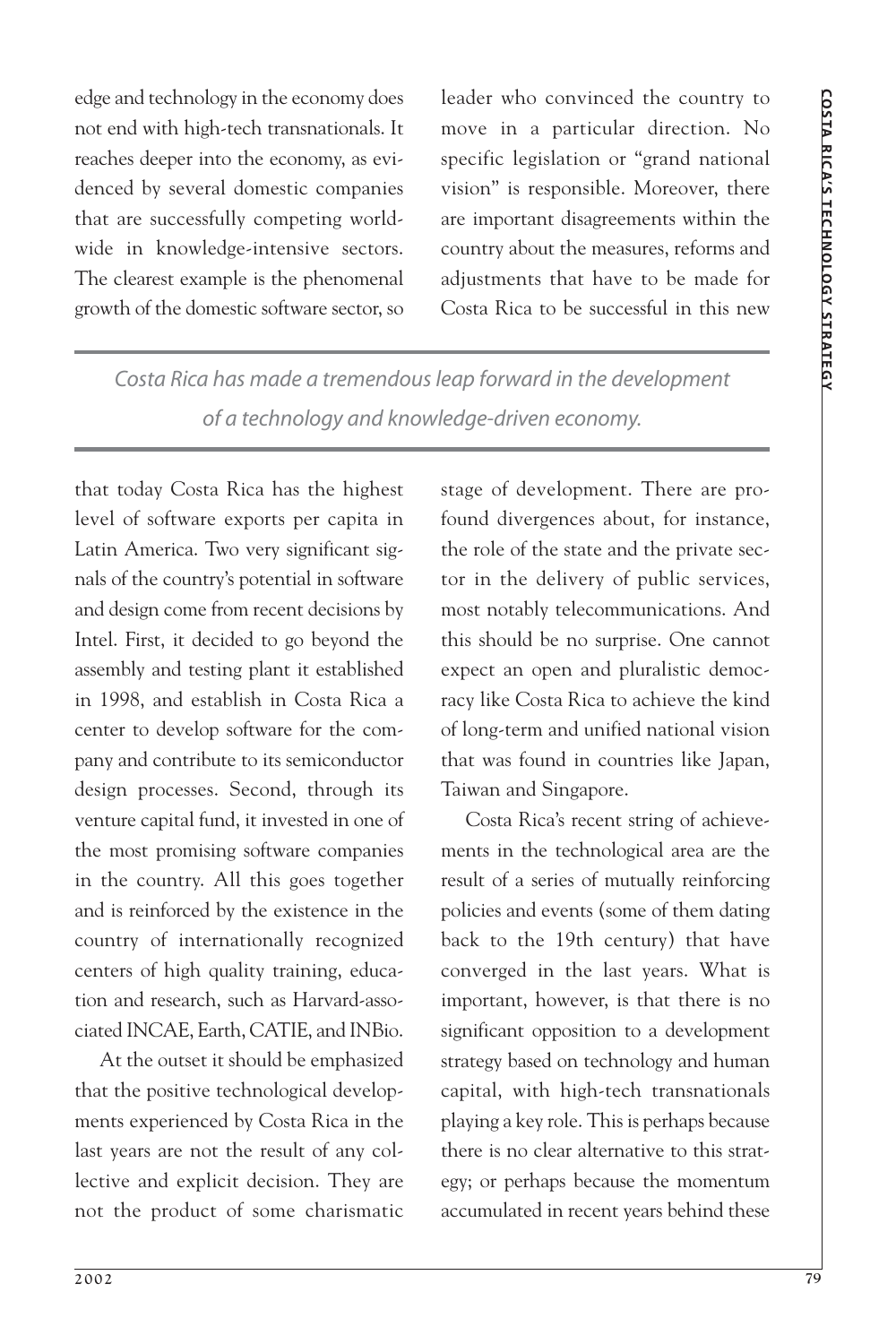edge and technology in the economy does not end with high-tech transnationals. It reaches deeper into the economy, as evidenced by several domestic companies that are successfully competing worldwide in knowledge-intensive sectors. The clearest example is the phenomenal growth of the domestic software sector, so that today Costa Rica has the highest level of software exports per capita in Latin America. Two very significant signals of the country's potential in software and design come from recent decisions by Intel. First, it decided to go beyond the assembly and testing plant it established in 1998, and establish in Costa Rica a center to develop software for the company and contribute to its semiconductor design processes. Second, through its venture capital fund, it invested in one of the most promising software companies in the country. All this goes together and is reinforced by the existence in the country of internationally recognized centers of high quality training, education and research, such as Harvard-associated INCAE, Earth, CATIE, and INBio.

*Costa Rica has made a tremendous leap forward in the development of a technology and knowledge-driven economy.*

At the outset it should be emphasized that the positive technological developments experienced by Costa Rica in the last years are not the result of any collective and explicit decision. They are not the product of some charismatic leader who convinced the country to move in a particular direction. No specific legislation or "grand national vision" is responsible. Moreover, there are important disagreements within the country about the measures, reforms and adjustments that have to be made for Costa Rica to be successful in this new stage of development. There are profound divergences about, for instance, the role of the state and the private sector in the delivery of public services, most notably telecommunications. And this should be no surprise. One cannot expect an open and pluralistic democracy like Costa Rica to achieve the kind of long-term and unified national vision that was found in countries like Japan, Taiwan and Singapore.

Costa Rica's recent string of achievements in the technological area are the result of a series of mutually reinforcing policies and events (some of them dating back to the 19th century) that have converged in the last years. What is important, however, is that there is no significant opposition to a development strategy based on technology and human capital, with high-tech transnationals playing a key role. This is perhaps because there is no clear alternative to this strategy; or perhaps because the momentum accumulated in recent years behind these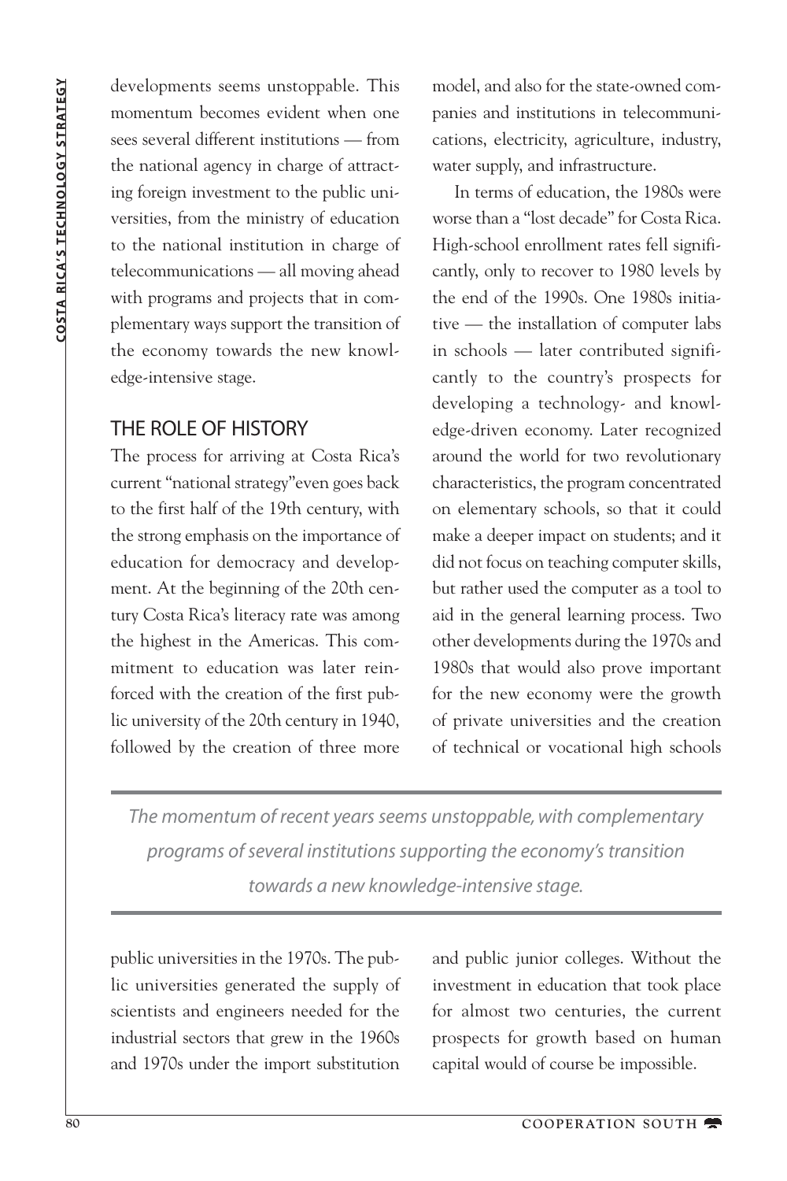developments seems unstoppable. This momentum becomes evident when one sees several different institutions — from the national agency in charge of attracting foreign investment to the public universities, from the ministry of education to the national institution in charge of telecommunications — all moving ahead with programs and projects that in complementary ways support the transition of the economy towards the new knowledge-intensive stage.

## THE ROLE OF HISTORY

The process for arriving at Costa Rica's current "national strategy"even goes back to the first half of the 19th century, with the strong emphasis on the importance of education for democracy and development. At the beginning of the 20th century Costa Rica's literacy rate was among the highest in the Americas. This commitment to education was later reinforced with the creation of the first public university of the 20th century in 1940, followed by the creation of three more public universities in the 1970s. The public universities generated the supply of scientists and engineers needed for the industrial sectors that grew in the 1960s and 1970s under the import substitution model, and also for the state-owned companies and institutions in telecommunications, electricity, agriculture, industry, water supply, and infrastructure.

In terms of education, the 1980s were worse than a "lost decade" for Costa Rica. High-school enrollment rates fell significantly, only to recover to 1980 levels by the end of the 1990s. One 1980s initiative — the installation of computer labs in schools — later contributed significantly to the country's prospects for developing a technology- and knowledge-driven economy. Later recognized around the world for two revolutionary characteristics, the program concentrated on elementary schools, so that it could make a deeper impact on students; and it did not focus on teaching computer skills, but rather used the computer as a tool to aid in the general learning process. Two other developments during the 1970s and 1980s that would also prove important for the new economy were the growth of private universities and the creation of technical or vocational high schools and public junior colleges. Without the investment in education that took place for almost two centuries, the current prospects for growth based on human capital would of course be impossible.

*The momentum of recent years seems unstoppable, with complementary programs of several institutions supporting the economy's transition towards a new knowledge-intensive stage.*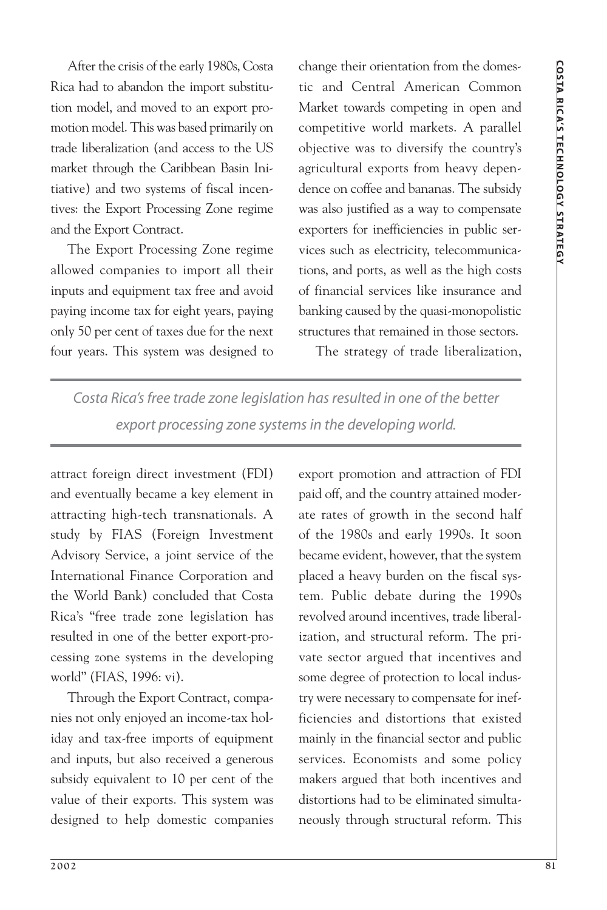After the crisis of the early 1980s, Costa Rica had to abandon the import substitution model, and moved to an export promotion model. This was based primarily on trade liberalization (and access to the US market through the Caribbean Basin Initiative) and two systems of fiscal incentives: the Export Processing Zone regime and the Export Contract.

The Export Processing Zone regime allowed companies to import all their inputs and equipment tax free and avoid paying income tax for eight years, paying only 50 per cent of taxes due for the next four years. This system was designed to attract foreign direct investment (FDI) and eventually became a key element in attracting high-tech transnationals. A study by FIAS (Foreign Investment Advisory Service, a joint service of the International Finance Corporation and the World Bank) concluded that Costa Rica's "free trade zone legislation has resulted in one of the better export-processing zone systems in the developing world" (FIAS, 1996: vi).

Through the Export Contract, companies not only enjoyed an income-tax holiday and tax-free imports of equipment and inputs, but also received a generous subsidy equivalent to 10 per cent of the value of their exports. This system was designed to help domestic companies change their orientation from the domestic and Central American Common Market towards competing in open and competitive world markets. A parallel objective was to diversify the country's agricultural exports from heavy dependence on coffee and bananas. The subsidy was also justified as a way to compensate exporters for inefficiencies in public services such as electricity, telecommunications, and ports, as well as the high costs of financial services like insurance and banking caused by the quasi-monopolistic structures that remained in those sectors.

*Costa Rica's free trade zone legislation has resulted in one of the better export processing zone systems in the developing world.*

The strategy of trade liberalization, export promotion and attraction of FDI paid off, and the country attained moderate rates of growth in the second half of the 1980s and early 1990s. It soon became evident, however, that the system placed a heavy burden on the fiscal system. Public debate during the 1990s revolved around incentives, trade liberalization, and structural reform. The private sector argued that incentives and some degree of protection to local industry were necessary to compensate for inefficiencies and distortions that existed mainly in the financial sector and public services. Economists and some policy makers argued that both incentives and distortions had to be eliminated simultaneously through structural reform. This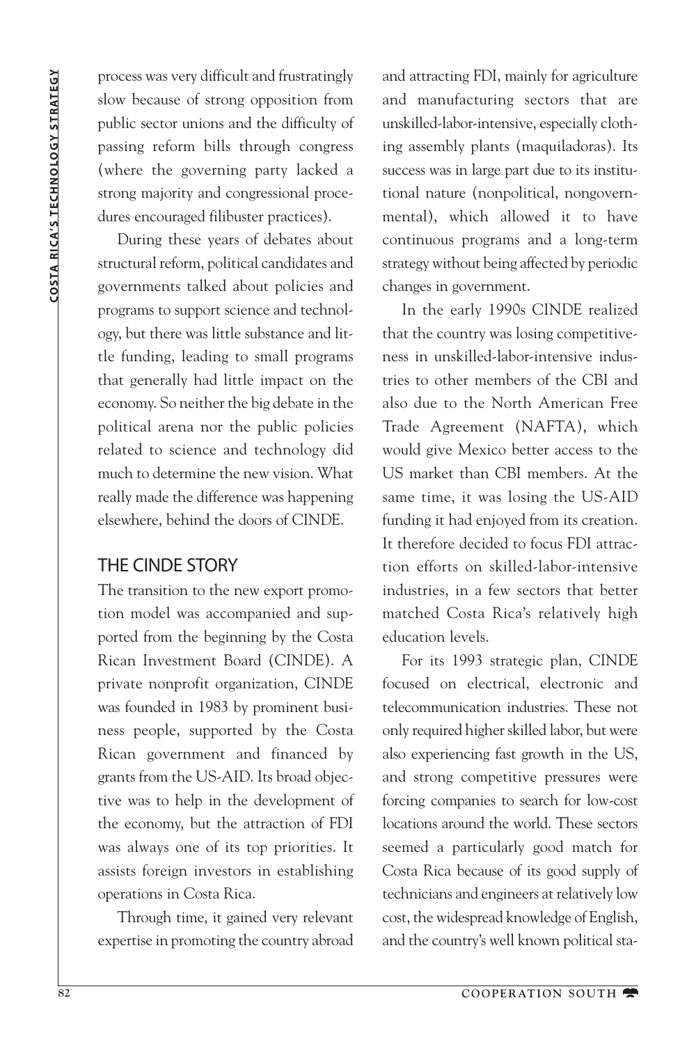process was very difficult and frustratingly slow because of strong opposition from public sector unions and the difficulty of passing reform bills through congress (where the governing party lacked a strong majority and congressional procedures encouraged filibuster practices).

During these years of debates about structural reform, political candidates and governments talked about policies and programs to support science and technology, but there was little substance and little funding, leading to small programs that generally had little impact on the economy. So neither the big debate in the political arena nor the public policies related to science and technology did much to determine the new vision. What really made the difference was happening elsewhere, behind the doors of CINDE.

## THE CINDE STORY

The transition to the new export promotion model was accompanied and supported from the beginning by the Costa Rican Investment Board (CINDE). A private nonprofit organization, CINDE was founded in 1983 by prominent business people, supported by the Costa Rican government and financed by grants from the US-AID. Its broad objective was to help in the development of the economy, but the attraction of FDI was always one of its top priorities. It assists foreign investors in establishing operations in Costa Rica.

Through time, it gained very relevant expertise in promoting the country abroad and attracting FDI, mainly for agriculture and manufacturing sectors that are unskilled-labor-intensive, especially clothing assembly plants (maquiladoras). Its success was in large part due to its institutional nature (nonpolitical, nongovernmental), which allowed it to have continuous programs and a long-term strategy without being affected by periodic changes in government.

In the early 1990s CINDE realized that the country was losing competitiveness in unskilled-labor-intensive industries to other members of the CBI and also due to the North American Free Trade Agreement (NAFTA), which would give Mexico better access to the US market than CBI members. At the same time, it was losing the US-AID funding it had enjoyed from its creation. It therefore decided to focus FDI attraction efforts on skilled-labor-intensive industries, in a few sectors that better matched Costa Rica's relatively high education levels.

For its 1993 strategic plan, CINDE focused on electrical, electronic and telecommunication industries. These not only required higher skilled labor, but were also experiencing fast growth in the US, and strong competitive pressures were forcing companies to search for low-cost locations around the world. These sectors seemed a particularly good match for Costa Rica because of its good supply of technicians and engineers at relatively low cost, the widespread knowledge of English, and the country's well known political sta-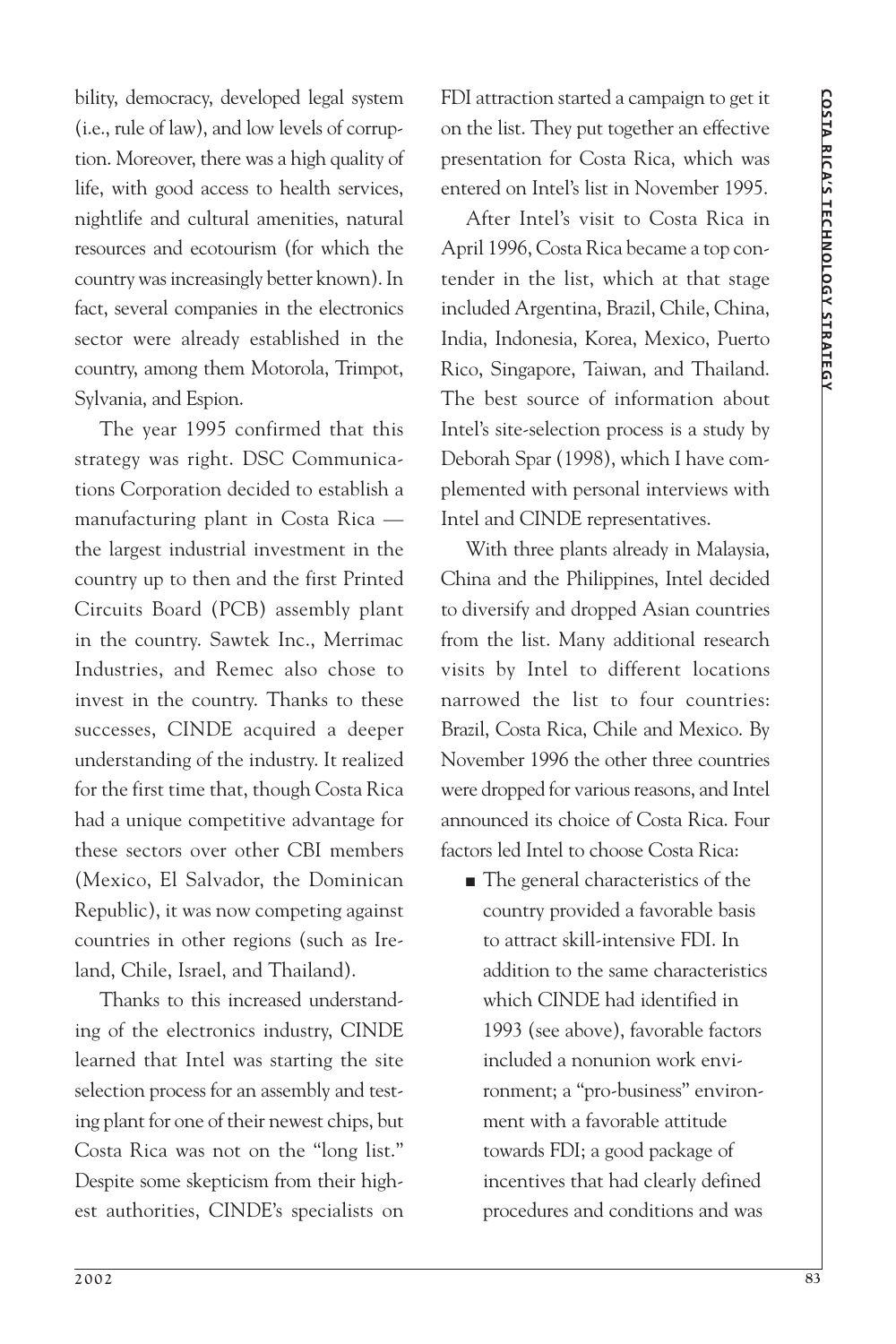bility, democracy, developed legal system (i.e., rule of law), and low levels of corruption. Moreover, there was a high quality of life, with good access to health services, nightlife and cultural amenities, natural resources and ecotourism (for which the country was increasingly better known). In fact, several companies in the electronics sector were already established in the country, among them Motorola, Trimpot, Sylvania, and Espion.

The year 1995 confirmed that this strategy was right. DSC Communications Corporation decided to establish a manufacturing plant in Costa Rica — the largest industrial investment in the country up to then and the first Printed Circuits Board (PCB) assembly plant in the country. Sawtek Inc., Merrimac Industries, and Remec also chose to invest in the country. Thanks to these successes, CINDE acquired a deeper understanding of the industry. It realized for the first time that, though Costa Rica had a unique competitive advantage for these sectors over other CBI members (Mexico, El Salvador, the Dominican Republic), it was now competing against countries in other regions (such as Ireland, Chile, Israel, and Thailand).

Thanks to this increased understanding of the electronics industry, CINDE learned that Intel was starting the site selection process for an assembly and testing plant for one of their newest chips, but Costa Rica was not on the "long list." Despite some skepticism from their highest authorities, CINDE's specialists on FDI attraction started a campaign to get it on the list. They put together an effective presentation for Costa Rica, which was entered on Intel's list in November 1995.

After Intel's visit to Costa Rica in April 1996, Costa Rica became a top contender in the list, which at that stage included Argentina, Brazil, Chile, China, India, Indonesia, Korea, Mexico, Puerto Rico, Singapore, Taiwan, and Thailand. The best source of information about Intel's site-selection process is a study by Deborah Spar (1998), which I have complemented with personal interviews with Intel and CINDE representatives.

With three plants already in Malaysia, China and the Philippines, Intel decided to diversify and dropped Asian countries from the list. Many additional research visits by Intel to different locations narrowed the list to four countries: Brazil, Costa Rica, Chile and Mexico. By November 1996 the other three countries were dropped for various reasons, and Intel announced its choice of Costa Rica. Four factors led Intel to choose Costa Rica:

- The general characteristics of the country provided a favorable basis to attract skill-intensive FDI. In addition to the same characteristics which CINDE had identified in 1993 (see above), favorable factors included a nonunion work environment; a "pro-business" environment with a favorable attitude towards FDI; a good package of incentives that had clearly defined procedures and conditions and was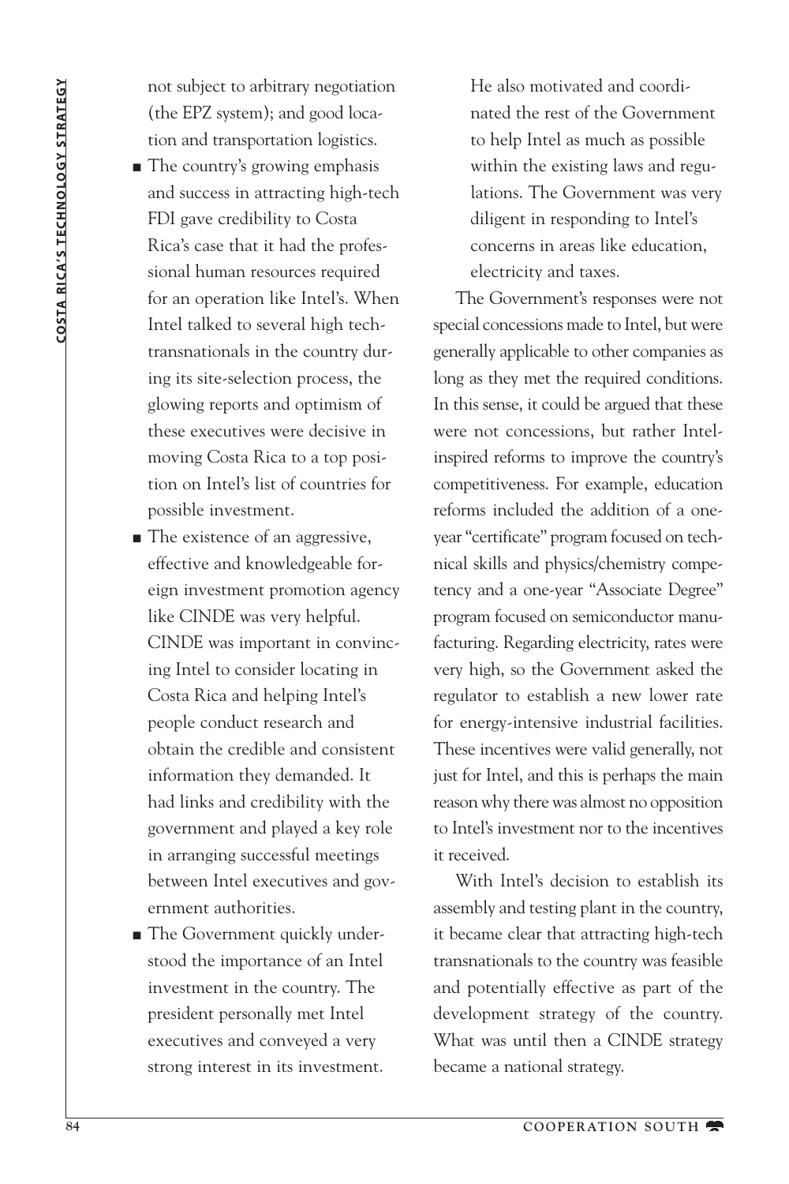not subject to arbitrary negotiation (the EPZ system); and good location and transportation logistics.

- The country's growing emphasis and success in attracting high-tech FDI gave credibility to Costa Rica's case that it had the professional human resources required for an operation like Intel's. When Intel talked to several high tech-transnationals in the country during its site-selection process, the glowing reports and optimism of these executives were decisive in moving Costa Rica to a top position on Intel's list of countries for possible investment.
- The existence of an aggressive, effective and knowledgeable foreign investment promotion agency like CINDE was very helpful. CINDE was important in convincing Intel to consider locating in Costa Rica and helping Intel's people conduct research and obtain the credible and consistent information they demanded. It had links and credibility with the government and played a key role in arranging successful meetings between Intel executives and government authorities.
- The Government quickly understood the importance of an Intel investment in the country. The president personally met Intel executives and conveyed a very strong interest in its investment. He also motivated and coordinated the rest of the Government to help Intel as much as possible within the existing laws and regulations. The Government was very diligent in responding to Intel's concerns in areas like education, electricity and taxes.

The Government's responses were not special concessions made to Intel, but were generally applicable to other companies as long as they met the required conditions. In this sense, it could be argued that these were not concessions, but rather Intel-inspired reforms to improve the country's competitiveness. For example, education reforms included the addition of a one-year "certificate" program focused on technical skills and physics/chemistry competency and a one-year "Associate Degree" program focused on semiconductor manufacturing. Regarding electricity, rates were very high, so the Government asked the regulator to establish a new lower rate for energy-intensive industrial facilities. These incentives were valid generally, not just for Intel, and this is perhaps the main reason why there was almost no opposition to Intel's investment nor to the incentives it received.

With Intel's decision to establish its assembly and testing plant in the country, it became clear that attracting high-tech transnationals to the country was feasible and potentially effective as part of the development strategy of the country. What was until then a CINDE strategy became a national strategy.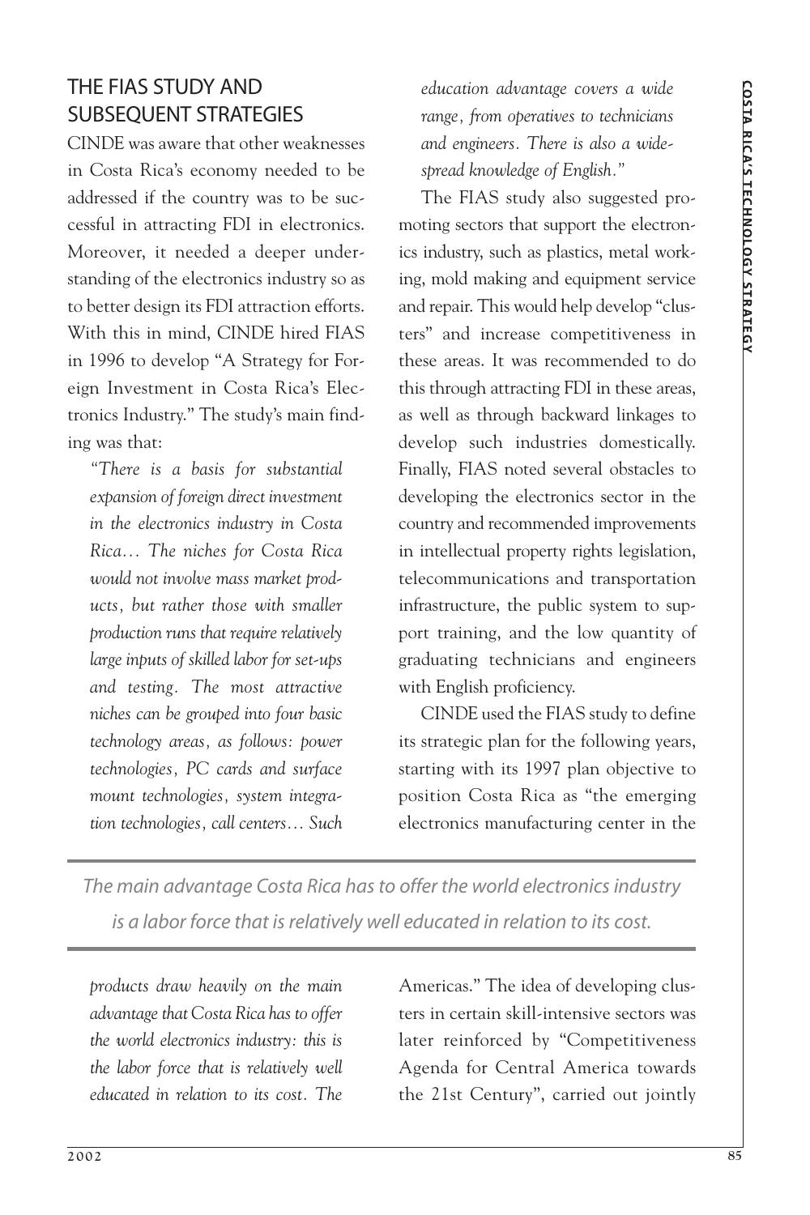## THE FIAS STUDY AND SUBSEQUENT STRATEGIES

CINDE was aware that other weaknesses in Costa Rica's economy needed to be addressed if the country was to be successful in attracting FDI in electronics. Moreover, it needed a deeper understanding of the electronics industry so as to better design its FDI attraction efforts. With this in mind, CINDE hired FIAS in 1996 to develop "A Strategy for Foreign Investment in Costa Rica's Electronics Industry." The study's main finding was that:

> *"There is a basis for substantial expansion of foreign direct investment in the electronics industry in Costa Rica… The niches for Costa Rica would not involve mass market products, but rather those with smaller production runs that require relatively large inputs of skilled labor for set-ups and testing. The most attractive niches can be grouped into four basic technology areas, as follows: power technologies, PC cards and surface mount technologies, system integration technologies, call centers… Such products draw heavily on the main advantage that Costa Rica has to offer the world electronics industry: this is the labor force that is relatively well educated in relation to its cost. The education advantage covers a wide range, from operatives to technicians and engineers. There is also a widespread knowledge of English."*

The FIAS study also suggested promoting sectors that support the electronics industry, such as plastics, metal working, mold making and equipment service and repair. This would help develop "clusters" and increase competitiveness in these areas. It was recommended to do this through attracting FDI in these areas, as well as through backward linkages to develop such industries domestically. Finally, FIAS noted several obstacles to developing the electronics sector in the country and recommended improvements in intellectual property rights legislation, telecommunications and transportation infrastructure, the public system to support training, and the low quantity of graduating technicians and engineers with English proficiency.

CINDE used the FIAS study to define its strategic plan for the following years, starting with its 1997 plan objective to position Costa Rica as "the emerging electronics manufacturing center in the Americas." The idea of developing clusters in certain skill-intensive sectors was later reinforced by "Competitiveness Agenda for Central America towards the 21st Century", carried out jointly

*The main advantage Costa Rica has to offer the world electronics industry is a labor force that is relatively well educated in relation to its cost.*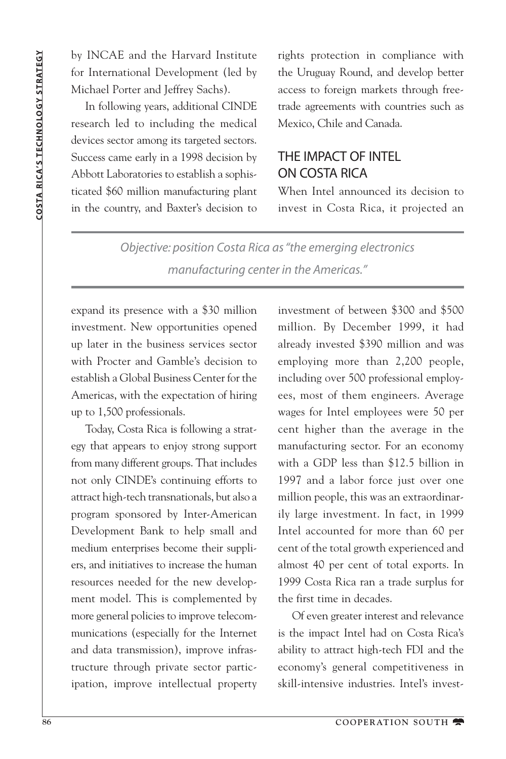by INCAE and the Harvard Institute for International Development (led by Michael Porter and Jeffrey Sachs).

In following years, additional CINDE research led to including the medical devices sector among its targeted sectors. Success came early in a 1998 decision by Abbott Laboratories to establish a sophisticated $60 million manufacturing plant in the country, and Baxter's decision to expand its presence with a $30 million investment. New opportunities opened up later in the business services sector with Procter and Gamble's decision to establish a Global Business Center for the Americas, with the expectation of hiring up to 1,500 professionals.

Today, Costa Rica is following a strategy that appears to enjoy strong support from many different groups. That includes not only CINDE's continuing efforts to attract high-tech transnationals, but also a program sponsored by Inter-American Development Bank to help small and medium enterprises become their suppliers, and initiatives to increase the human resources needed for the new development model. This is complemented by more general policies to improve telecommunications (especially for the Internet and data transmission), improve infrastructure through private sector participation, improve intellectual property rights protection in compliance with the Uruguay Round, and develop better access to foreign markets through free-trade agreements with countries such as Mexico, Chile and Canada.

*Objective: position Costa Rica as "the emerging electronics manufacturing center in the Americas."*

## THE IMPACT OF INTEL ON COSTA RICA

When Intel announced its decision to invest in Costa Rica, it projected an investment of between $300 and $500 million. By December 1999, it had already invested $390 million and was employing more than 2,200 people, including over 500 professional employees, most of them engineers. Average wages for Intel employees were 50 per cent higher than the average in the manufacturing sector. For an economy with a GDP less than $12.5 billion in 1997 and a labor force just over one million people, this was an extraordinarily large investment. In fact, in 1999 Intel accounted for more than 60 per cent of the total growth experienced and almost 40 per cent of total exports. In 1999 Costa Rica ran a trade surplus for the first time in decades.

Of even greater interest and relevance is the impact Intel had on Costa Rica's ability to attract high-tech FDI and the economy's general competitiveness in skill-intensive industries. Intel's invest-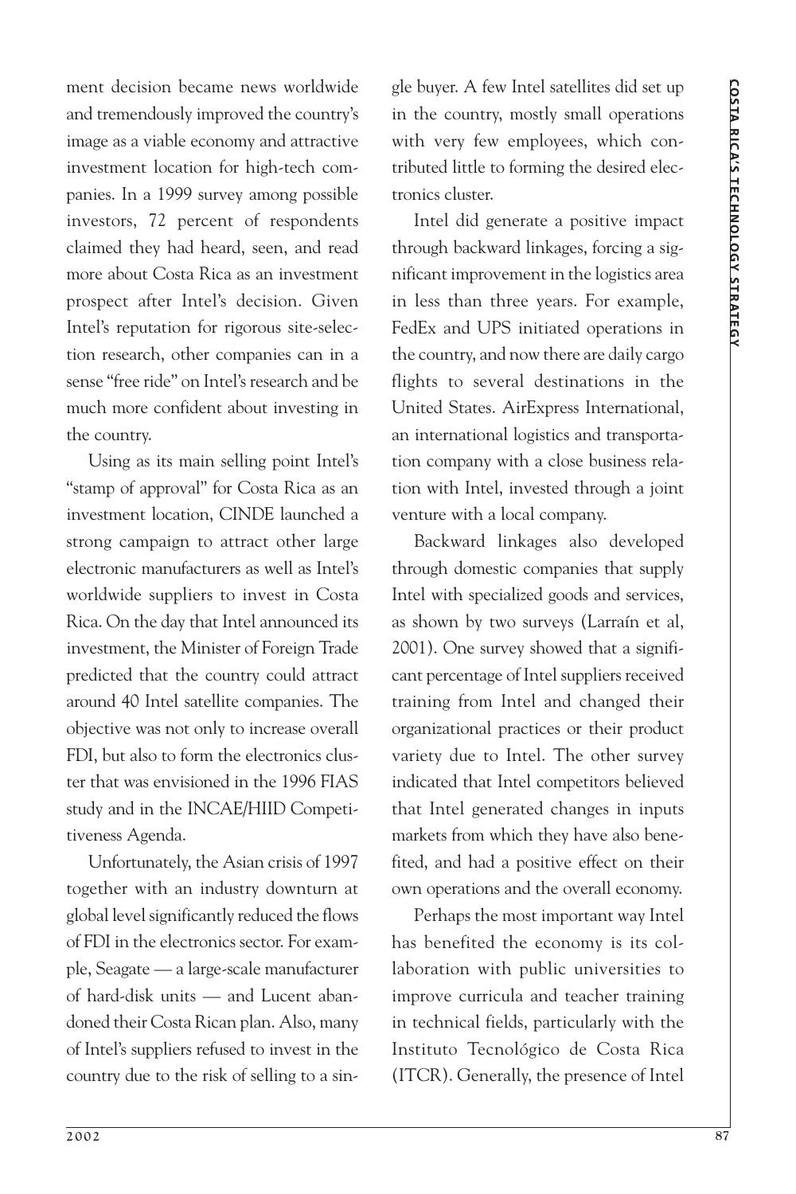ment decision became news worldwide and tremendously improved the country's image as a viable economy and attractive investment location for high-tech companies. In a 1999 survey among possible investors, 72 percent of respondents claimed they had heard, seen, and read more about Costa Rica as an investment prospect after Intel's decision. Given Intel's reputation for rigorous site-selection research, other companies can in a sense "free ride" on Intel's research and be much more confident about investing in the country.

Using as its main selling point Intel's "stamp of approval" for Costa Rica as an investment location, CINDE launched a strong campaign to attract other large electronic manufacturers as well as Intel's worldwide suppliers to invest in Costa Rica. On the day that Intel announced its investment, the Minister of Foreign Trade predicted that the country could attract around 40 Intel satellite companies. The objective was not only to increase overall FDI, but also to form the electronics cluster that was envisioned in the 1996 FIAS study and in the INCAE/HIID Competitiveness Agenda.

Unfortunately, the Asian crisis of 1997 together with an industry downturn at global level significantly reduced the flows of FDI in the electronics sector. For example, Seagate — a large-scale manufacturer of hard-disk units — and Lucent abandoned their Costa Rican plan. Also, many of Intel's suppliers refused to invest in the country due to the risk of selling to a single buyer. A few Intel satellites did set up in the country, mostly small operations with very few employees, which contributed little to forming the desired electronics cluster.

Intel did generate a positive impact through backward linkages, forcing a significant improvement in the logistics area in less than three years. For example, FedEx and UPS initiated operations in the country, and now there are daily cargo flights to several destinations in the United States. AirExpress International, an international logistics and transportation company with a close business relation with Intel, invested through a joint venture with a local company.

Backward linkages also developed through domestic companies that supply Intel with specialized goods and services, as shown by two surveys (Larraín et al, 2001). One survey showed that a significant percentage of Intel suppliers received training from Intel and changed their organizational practices or their product variety due to Intel. The other survey indicated that Intel competitors believed that Intel generated changes in inputs markets from which they have also benefited, and had a positive effect on their own operations and the overall economy.

Perhaps the most important way Intel has benefited the economy is its collaboration with public universities to improve curricula and teacher training in technical fields, particularly with the Instituto Tecnológico de Costa Rica (ITCR). Generally, the presence of Intel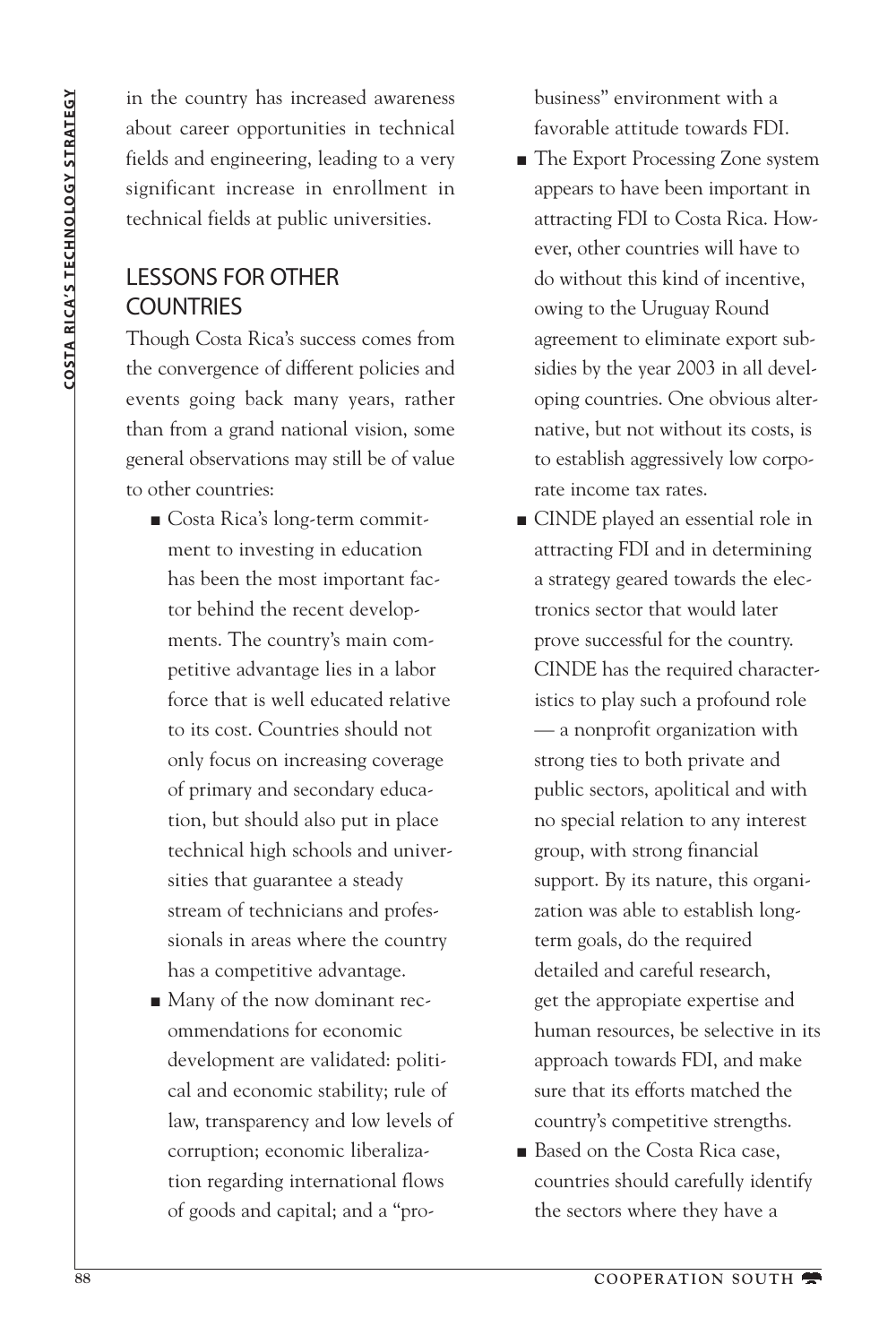in the country has increased awareness about career opportunities in technical fields and engineering, leading to a very significant increase in enrollment in technical fields at public universities.

## LESSONS FOR OTHER COUNTRIES

Though Costa Rica's success comes from the convergence of different policies and events going back many years, rather than from a grand national vision, some general observations may still be of value to other countries:

- Costa Rica's long-term commitment to investing in education has been the most important factor behind the recent developments. The country's main competitive advantage lies in a labor force that is well educated relative to its cost. Countries should not only focus on increasing coverage of primary and secondary education, but should also put in place technical high schools and universities that guarantee a steady stream of technicians and professionals in areas where the country has a competitive advantage.
- Many of the now dominant recommendations for economic development are validated: political and economic stability; rule of law, transparency and low levels of corruption; economic liberalization regarding international flows of goods and capital; and a "pro-business" environment with a favorable attitude towards FDI.
- The Export Processing Zone system appears to have been important in attracting FDI to Costa Rica. However, other countries will have to do without this kind of incentive, owing to the Uruguay Round agreement to eliminate export subsidies by the year 2003 in all developing countries. One obvious alternative, but not without its costs, is to establish aggressively low corporate income tax rates.
- CINDE played an essential role in attracting FDI and in determining a strategy geared towards the electronics sector that would later prove successful for the country. CINDE has the required characteristics to play such a profound role — a nonprofit organization with strong ties to both private and public sectors, apolitical and with no special relation to any interest group, with strong financial support. By its nature, this organization was able to establish long-term goals, do the required detailed and careful research, get the appopiate expertise and human resources, be selective in its approach towards FDI, and make sure that its efforts matched the country's competitive strengths.
- Based on the Costa Rica case, countries should carefully identify the sectors where they have a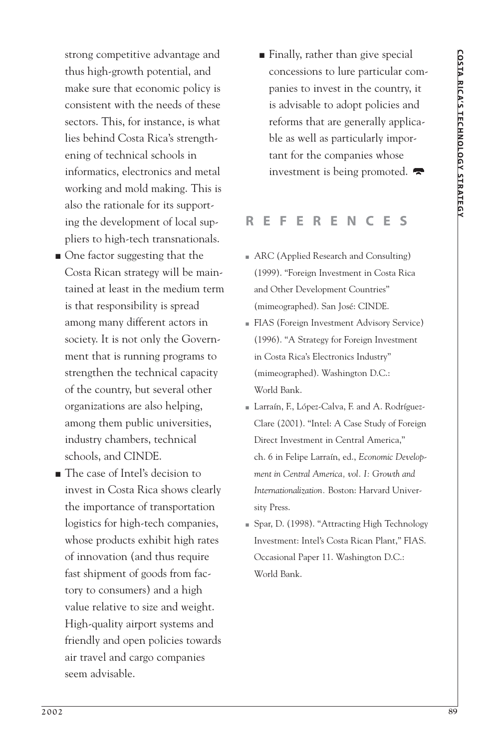strong competitive advantage and thus high-growth potential, and make sure that economic policy is consistent with the needs of these sectors. This, for instance, is what lies behind Costa Rica's strengthening of technical schools in informatics, electronics and metal working and mold making. This is also the rationale for its supporting the development of local suppliers to high-tech transnationals.

- One factor suggesting that the Costa Rican strategy will be maintained at least in the medium term is that responsibility is spread among many different actors in society. It is not only the Government that is running programs to strengthen the technical capacity of the country, but several other organizations are also helping, among them public universities, industry chambers, technical schools, and CINDE.
- The case of Intel's decision to invest in Costa Rica shows clearly the importance of transportation logistics for high-tech companies, whose products exhibit high rates of innovation (and thus require fast shipment of goods from factory to consumers) and a high value relative to size and weight. High-quality airport systems and friendly and open policies towards air travel and cargo companies seem advisable.
- Finally, rather than give special concessions to lure particular companies to invest in the country, it is advisable to adopt policies and reforms that are generally applicable as well as particularly important for the companies whose investment is being promoted.

## REFERENCES

- ARC (Applied Research and Consulting) (1999). "Foreign Investment in Costa Rica and Other Development Countries" (mimeographed). San José: CINDE.
- FIAS (Foreign Investment Advisory Service) (1996). "A Strategy for Foreign Investment in Costa Rica's Electronics Industry" (mimeographed). Washington D.C.: World Bank.
- Larraín, F., López-Calva, F. and A. Rodríguez-Clare (2001). "Intel: A Case Study of Foreign Direct Investment in Central America," ch. 6 in Felipe Larraín, ed., *Economic Development in Central America, vol. I: Growth and Internationalization.* Boston: Harvard University Press.
- Spar, D. (1998). "Attracting High Technology Investment: Intel's Costa Rican Plant," FIAS. Occasional Paper 11. Washington D.C.: World Bank.